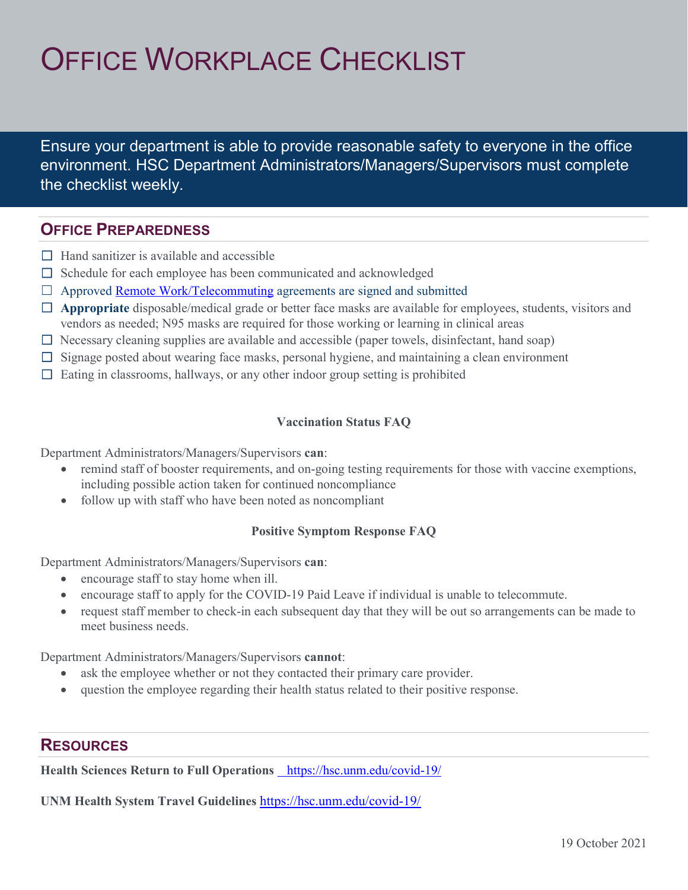# Office Workplace Checklist

Ensure your department is able to provide reasonable safety to everyone in the office environment. HSC Department Administrators/Managers/Supervisors must complete the checklist weekly.

## Office Preparedness

- ☐ Hand sanitizer is available and accessible
- ☐ Schedule for each employee has been communicated and acknowledged
- ☐ Approved Remote Work/Telecommuting agreements are signed and submitted
- ☐ **Appropriate** disposable/medical grade or better face masks are available for employees, students, visitors and vendors as needed; N95 masks are required for those working or learning in clinical areas
- ☐ Necessary cleaning supplies are available and accessible (paper towels, disinfectant, hand soap)
- ☐ Signage posted about wearing face masks, personal hygiene, and maintaining a clean environment
- ☐ Eating in classrooms, hallways, or any other indoor group setting is prohibited

### Vaccination Status FAQ

Department Administrators/Managers/Supervisors **can**:

- remind staff of booster requirements, and on-going testing requirements for those with vaccine exemptions, including possible action taken for continued noncompliance
- follow up with staff who have been noted as noncompliant

### Positive Symptom Response FAQ

Department Administrators/Managers/Supervisors **can**:

- encourage staff to stay home when ill.
- encourage staff to apply for the COVID-19 Paid Leave if individual is unable to telecommute.
- request staff member to check-in each subsequent day that they will be out so arrangements can be made to meet business needs.

Department Administrators/Managers/Supervisors **cannot**:

- ask the employee whether or not they contacted their primary care provider.
- question the employee regarding their health status related to their positive response.

## Resources

**Health Sciences Return to Full Operations** https://hsc.unm.edu/covid-19/

**UNM Health System Travel Guidelines** https://hsc.unm.edu/covid-19/

19 October 2021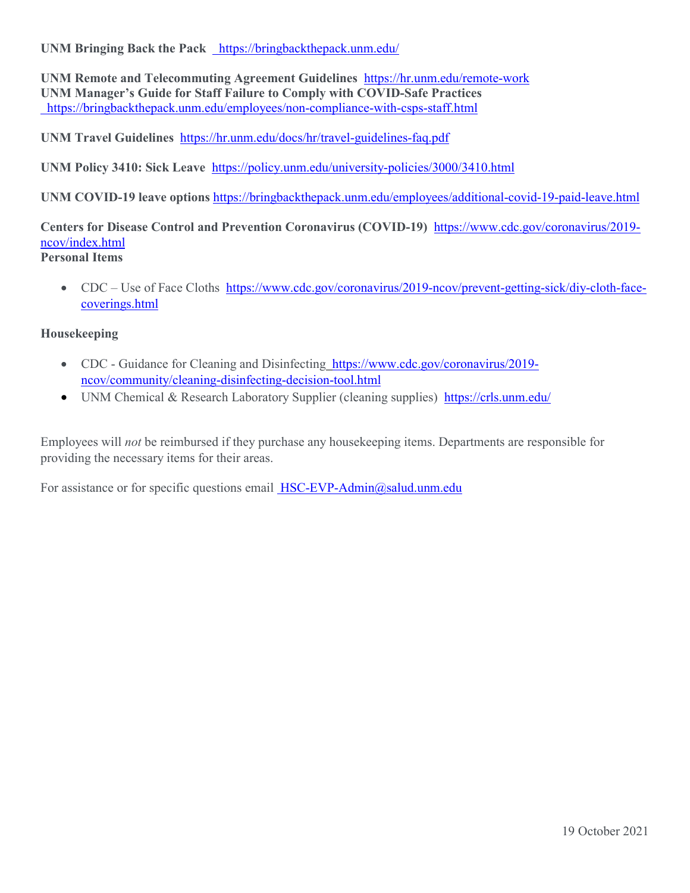**UNM Bringing Back the Pack** https://bringbackthepack.unm.edu/

**UNM Remote and Telecommuting Agreement Guidelines** https://hr.unm.edu/remote-work
**UNM Manager's Guide for Staff Failure to Comply with COVID-Safe Practices**
https://bringbackthepack.unm.edu/employees/non-compliance-with-csps-staff.html

**UNM Travel Guidelines** https://hr.unm.edu/docs/hr/travel-guidelines-faq.pdf

**UNM Policy 3410: Sick Leave** https://policy.unm.edu/university-policies/3000/3410.html

**UNM COVID-19 leave options** https://bringbackthepack.unm.edu/employees/additional-covid-19-paid-leave.html

**Centers for Disease Control and Prevention Coronavirus (COVID-19)** https://www.cdc.gov/coronavirus/2019-ncov/index.html

**Personal Items**

- CDC – Use of Face Cloths https://www.cdc.gov/coronavirus/2019-ncov/prevent-getting-sick/diy-cloth-face-coverings.html

**Housekeeping**

- CDC - Guidance for Cleaning and Disinfecting https://www.cdc.gov/coronavirus/2019-ncov/community/cleaning-disinfecting-decision-tool.html
- UNM Chemical & Research Laboratory Supplier (cleaning supplies) https://crls.unm.edu/

Employees will *not* be reimbursed if they purchase any housekeeping items. Departments are responsible for providing the necessary items for their areas.

For assistance or for specific questions email HSC-EVP-Admin@salud.unm.edu

19 October 2021